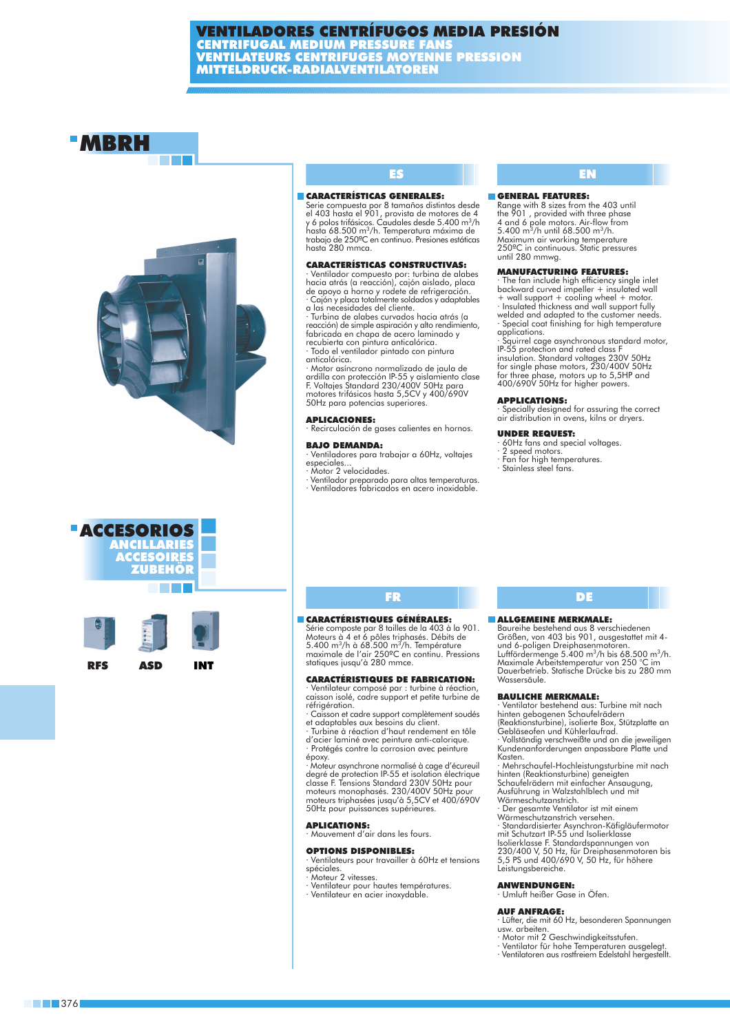# VENTILADORES CENTRÍFUGOS MEDIA PRESIÓN
## CENTRIFUGAL MEDIUM PRESSURE FANS
## VENTILATEURS CENTRIFUGES MOYENNE PRESSION
## MITTELDRUCK-RADIALVENTILATOREN

# MBRH

## ES

### CARACTERÍSTICAS GENERALES:

Serie compuesta por 8 tamaños distintos desde el 403 hasta el 901, provista de motores de 4 y 6 polos trifásicos. Caudales desde 5.400 m³/h hasta 68.500 m³/h. Temperatura máxima de trabajo de 250ºC en continuo. Presiones estáticas hasta 280 mmca.

### CARACTERÍSTICAS CONSTRUCTIVAS:

· Ventilador compuesto por: turbina de alabes hacia atrás (a reacción), cajón aislado, placa de apoyo a horno y rodete de refrigeración.
· Cajón y placa totalmente soldados y adaptables a las necesidades del cliente.
· Turbina de alabes curvados hacia atrás (a reacción) de simple aspiración y alto rendimiento, fabricada en chapa de acero laminado y recubierta con pintura anticalórica.
· Todo el ventilador pintado con pintura anticalórica.
· Motor asíncrono normalizado de jaula de ardilla con protección IP-55 y aislamiento clase F. Voltajes Standard 230/400V 50Hz para motores trifásicos hasta 5,5CV y 400/690V 50Hz para potencias superiores.

### APLICACIONES:

· Recirculación de gases calientes en hornos.

### BAJO DEMANDA:

· Ventiladores para trabajar a 60Hz, voltajes especiales...
· Motor 2 velocidades.
· Ventilador preparado para altas temperaturas.
· Ventiladores fabricados en acero inoxidable.

## EN

### GENERAL FEATURES:

Range with 8 sizes from the 403 until the 901 , provided with three phase 4 and 6 pole motors. Air-flow from 5.400 m³/h until 68.500 m³/h. Maximum air working temperature 250ºC in continuous. Static pressures until 280 mmwg.

### MANUFACTURING FEATURES:

· The fan include high efficiency single inlet backward curved impeller + insulated wall + wall support + cooling wheel + motor.
· Insulated thickness and wall support fully welded and adapted to the customer needs.
· Special coat finishing for high temperature applications.
· Squirrel cage asynchronous standard motor, IP-55 protection and rated class F insulation. Standard voltages 230V 50Hz for single phase motors, 230/400V 50Hz for three phase, motors up to 5,5HP and 400/690V 50Hz for higher powers.

### APPLICATIONS:

· Specially designed for assuring the correct air distribution in ovens, kilns or dryers.

### UNDER REQUEST:

· 60Hz fans and special voltages.
· 2 speed motors.
· Fan for high temperatures.
· Stainless steel fans.

# ACCESORIOS
## ANCILLARIES
## ACCESOIRES
## ZUBEHÖR

RFS ASD INT

## FR

### CARACTÉRISTIQUES GÉNÉRALES:

Série composte par 8 tailles de la 403 à la 901. Moteurs à 4 et 6 pôles triphasés. Débits de 5.400 m³/h à 68.500 m³/h. Température maximale de l'air 250ºC en continu. Pressions statiques jusqu'à 280 mmce.

### CARACTÉRISTIQUES DE FABRICATION:

· Ventilateur composé par : turbine à réaction, caisson isolé, cadre support et petite turbine de réfrigération.
· Caisson et cadre support complètement soudés et adaptables aux besoins du client.
· Turbine à réaction d'haut rendement en tôle d'acier laminé avec peinture anti-calorique.
· Protégés contre la corrosion avec peinture époxy.
· Moteur asynchrone normalisé à cage d'écureuil degré de protection IP-55 et isolation électrique classe F. Tensions Standard 230V 50Hz pour moteurs monophasés. 230/400V 50Hz pour moteurs triphasées jusqu'à 5,5CV et 400/690V 50Hz pour puissances supérieures.

### APLICATIONS:

· Mouvement d'air dans les fours.

### OPTIONS DISPONIBLES:

· Ventilateurs pour travailler à 60Hz et tensions spéciales.
· Moteur 2 vitesses.
· Ventilateur pour hautes températures.
· Ventilateur en acier inoxydable.

## DE

### ALLGEMEINE MERKMALE:

Baureihe bestehend aus 8 verschiedenen Größen, von 403 bis 901, ausgestattet mit 4- und 6-poligen Dreiphasenmotoren. Luftfördermenge 5.400 m³/h bis 68.500 m³/h. Maximale Arbeitstemperatur von 250 °C im Dauerbetrieb. Statische Drücke bis zu 280 mm Wassersäule.

### BAULICHE MERKMALE:

· Ventilator bestehend aus: Turbine mit nach hinten gebogenen Schaufelrädern (Reaktionsturbine), isolierte Box, Stützplatte an Gebläseofen und Kühlerlaufrad.
· Vollständig verschweißte und an die jeweiligen Kundenanforderungen anpassbare Platte und Kasten.
· Mehrschaufel-Hochleistungsturbine mit nach hinten (Reaktionsturbine) geneigten Schaufelrädern mit einfacher Ansaugung, Ausführung in Walzstahlblech und mit Wärmeschutzanstrich.
· Der gesamte Ventilator ist mit einem Wärmeschutzanstrich versehen.
· Standardisierter Asynchron-Käfigläufermotor mit Schutzart IP-55 und Isolierklasse Isolierklasse F. Standardspannungen von 230/400 V, 50 Hz, für Dreiphasenmotoren bis 5,5 PS und 400/690 V, 50 Hz, für höhere Leistungsbereiche.

### ANWENDUNGEN:

· Umluft heißer Gase in Öfen.

### AUF ANFRAGE:

· Lüfter, die mit 60 Hz, besonderen Spannungen usw. arbeiten.
· Motor mit 2 Geschwindigkeitsstufen.
· Ventilator für hohe Temperaturen ausgelegt.
· Ventilatoren aus rostfreiem Edelstahl hergestellt.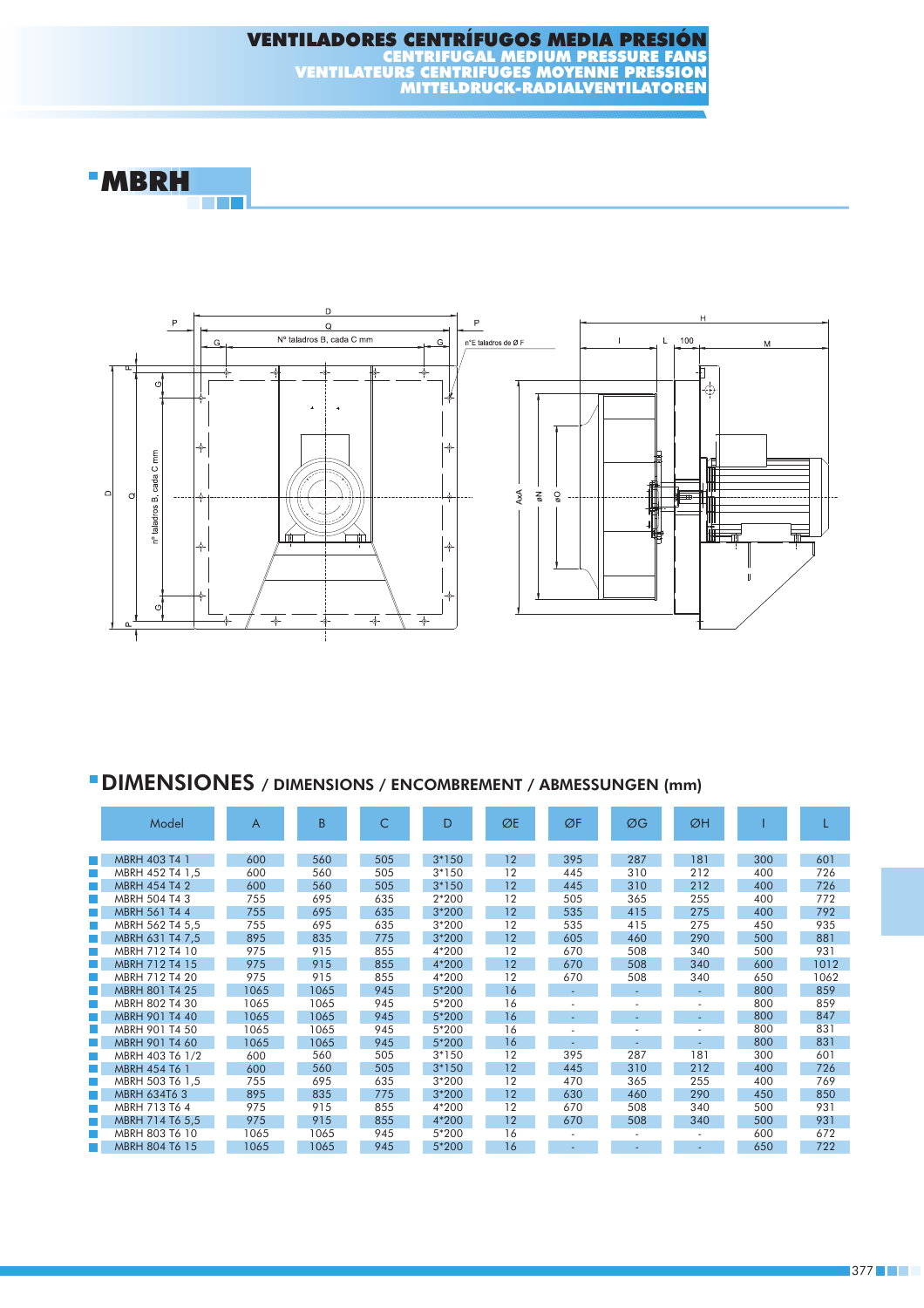# VENTILADORES CENTRÍFUGOS MEDIA PRESIÓN
## CENTRIFUGAL MEDIUM PRESSURE FANS
## VENTILATEURS CENTRIFUGES MOYENNE PRESSION
## MITTELDRUCK-RADIALVENTILATOREN

# MBRH

## DIMENSIONES / DIMENSIONS / ENCOMBREMENT / ABMESSUNGEN (mm)

| Model | A | B | C | D | ØE | ØF | ØG | ØH | I | L |
|---|---|---|---|---|---|---|---|---|---|---|
| MBRH 403 T4 1 | 600 | 560 | 505 | 3*150 | 12 | 395 | 287 | 181 | 300 | 601 |
| MBRH 452 T4 1,5 | 600 | 560 | 505 | 3*150 | 12 | 445 | 310 | 212 | 400 | 726 |
| MBRH 454 T4 2 | 600 | 560 | 505 | 3*150 | 12 | 445 | 310 | 212 | 400 | 726 |
| MBRH 504 T4 3 | 755 | 695 | 635 | 2*200 | 12 | 505 | 365 | 255 | 400 | 772 |
| MBRH 561 T4 4 | 755 | 695 | 635 | 3*200 | 12 | 535 | 415 | 275 | 400 | 792 |
| MBRH 562 T4 5,5 | 755 | 695 | 635 | 3*200 | 12 | 535 | 415 | 275 | 450 | 935 |
| MBRH 631 T4 7,5 | 895 | 835 | 775 | 3*200 | 12 | 605 | 460 | 290 | 500 | 881 |
| MBRH 712 T4 10 | 975 | 915 | 855 | 4*200 | 12 | 670 | 508 | 340 | 500 | 931 |
| MBRH 712 T4 15 | 975 | 915 | 855 | 4*200 | 12 | 670 | 508 | 340 | 600 | 1012 |
| MBRH 712 T4 20 | 975 | 915 | 855 | 4*200 | 12 | 670 | 508 | 340 | 650 | 1062 |
| MBRH 801 T4 25 | 1065 | 1065 | 945 | 5*200 | 16 | - | - | - | 800 | 859 |
| MBRH 802 T4 30 | 1065 | 1065 | 945 | 5*200 | 16 | - | - | - | 800 | 859 |
| MBRH 901 T4 40 | 1065 | 1065 | 945 | 5*200 | 16 | - | - | - | 800 | 847 |
| MBRH 901 T4 50 | 1065 | 1065 | 945 | 5*200 | 16 | - | - | - | 800 | 831 |
| MBRH 901 T4 60 | 1065 | 1065 | 945 | 5*200 | 16 | - | - | - | 800 | 831 |
| MBRH 403 T6 1/2 | 600 | 560 | 505 | 3*150 | 12 | 395 | 287 | 181 | 300 | 601 |
| MBRH 454 T6 1 | 600 | 560 | 505 | 3*150 | 12 | 445 | 310 | 212 | 400 | 726 |
| MBRH 503 T6 1,5 | 755 | 695 | 635 | 3*200 | 12 | 470 | 365 | 255 | 400 | 769 |
| MBRH 634T6 3 | 895 | 835 | 775 | 3*200 | 12 | 630 | 460 | 290 | 450 | 850 |
| MBRH 713 T6 4 | 975 | 915 | 855 | 4*200 | 12 | 670 | 508 | 340 | 500 | 931 |
| MBRH 714 T6 5,5 | 975 | 915 | 855 | 4*200 | 12 | 670 | 508 | 340 | 500 | 931 |
| MBRH 803 T6 10 | 1065 | 1065 | 945 | 5*200 | 16 | - | - | - | 600 | 672 |
| MBRH 804 T6 15 | 1065 | 1065 | 945 | 5*200 | 16 | - | - | - | 650 | 722 |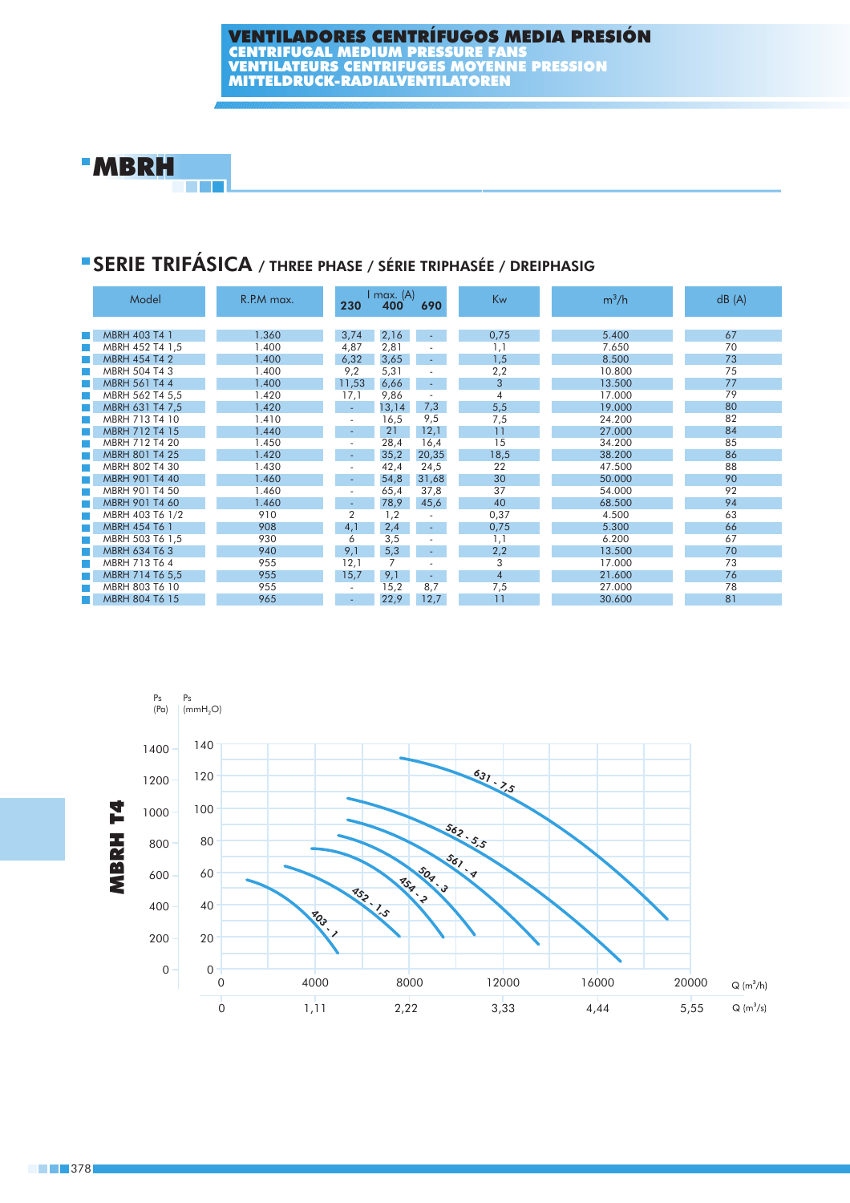# VENTILADORES CENTRÍFUGOS MEDIA PRESIÓN
## CENTRIFUGAL MEDIUM PRESSURE FANS
## VENTILATEURS CENTRIFUGES MOYENNE PRESSION
## MITTELDRUCK-RADIALVENTILATOREN

# MBRH

## SERIE TRIFÁSICA / THREE PHASE / SÉRIE TRIPHASÉE / DREIPHASIG

| Model | R.P.M max. | I max. (A) 230 | 400 | 690 | Kw | m³/h | dB (A) |
|---|---|---|---|---|---|---|---|
| MBRH 403 T4 1 | 1.360 | 3,74 | 2,16 | - | 0,75 | 5.400 | 67 |
| MBRH 452 T4 1,5 | 1.400 | 4,87 | 2,81 | - | 1,1 | 7.650 | 70 |
| MBRH 454 T4 2 | 1.400 | 6,32 | 3,65 | - | 1,5 | 8.500 | 73 |
| MBRH 504 T4 3 | 1.400 | 9,2 | 5,31 | - | 2,2 | 10.800 | 75 |
| MBRH 561 T4 4 | 1.400 | 11,53 | 6,66 | - | 3 | 13.500 | 77 |
| MBRH 562 T4 5,5 | 1.420 | 17,1 | 9,86 | - | 4 | 17.000 | 79 |
| MBRH 631 T4 7,5 | 1.420 | - | 13,14 | 7,3 | 5,5 | 19.000 | 80 |
| MBRH 713 T4 10 | 1.410 | - | 16,5 | 9,5 | 7,5 | 24.200 | 82 |
| MBRH 712 T4 15 | 1.440 | - | 21 | 12,1 | 11 | 27.000 | 84 |
| MBRH 712 T4 20 | 1.450 | - | 28,4 | 16,4 | 15 | 34.200 | 85 |
| MBRH 801 T4 25 | 1.420 | - | 35,2 | 20,35 | 18,5 | 38.200 | 86 |
| MBRH 802 T4 30 | 1.430 | - | 42,4 | 24,5 | 22 | 47.500 | 88 |
| MBRH 901 T4 40 | 1.460 | - | 54,8 | 31,68 | 30 | 50.000 | 90 |
| MBRH 901 T4 50 | 1.460 | - | 65,4 | 37,8 | 37 | 54.000 | 92 |
| MBRH 901 T4 60 | 1.460 | - | 78,9 | 45,6 | 40 | 68.500 | 94 |
| MBRH 403 T6 1/2 | 910 | 2 | 1,2 | - | 0,37 | 4.500 | 63 |
| MBRH 454 T6 1 | 908 | 4,1 | 2,4 | - | 0,75 | 5.300 | 66 |
| MBRH 503 T6 1,5 | 930 | 6 | 3,5 | - | 1,1 | 6.200 | 67 |
| MBRH 634 T6 3 | 940 | 9,1 | 5,3 | - | 2,2 | 13.500 | 70 |
| MBRH 713 T6 4 | 955 | 12,1 | 7 | - | 3 | 17.000 | 73 |
| MBRH 714 T6 5,5 | 955 | 15,7 | 9,1 | - | 4 | 21.600 | 76 |
| MBRH 803 T6 10 | 955 | - | 15,2 | 8,7 | 7,5 | 27.000 | 78 |
| MBRH 804 T6 15 | 965 | - | 22,9 | 12,7 | 11 | 30.600 | 81 |

**MBRH T4**

Ps (Pa) / Ps (mmH₂O) vs Q (m³/h) / Q (m³/s) — curves: 403 - 1, 452 - 1,5, 454 - 2, 504 - 3, 561 - 4, 562 - 5,5, 631 - 7,5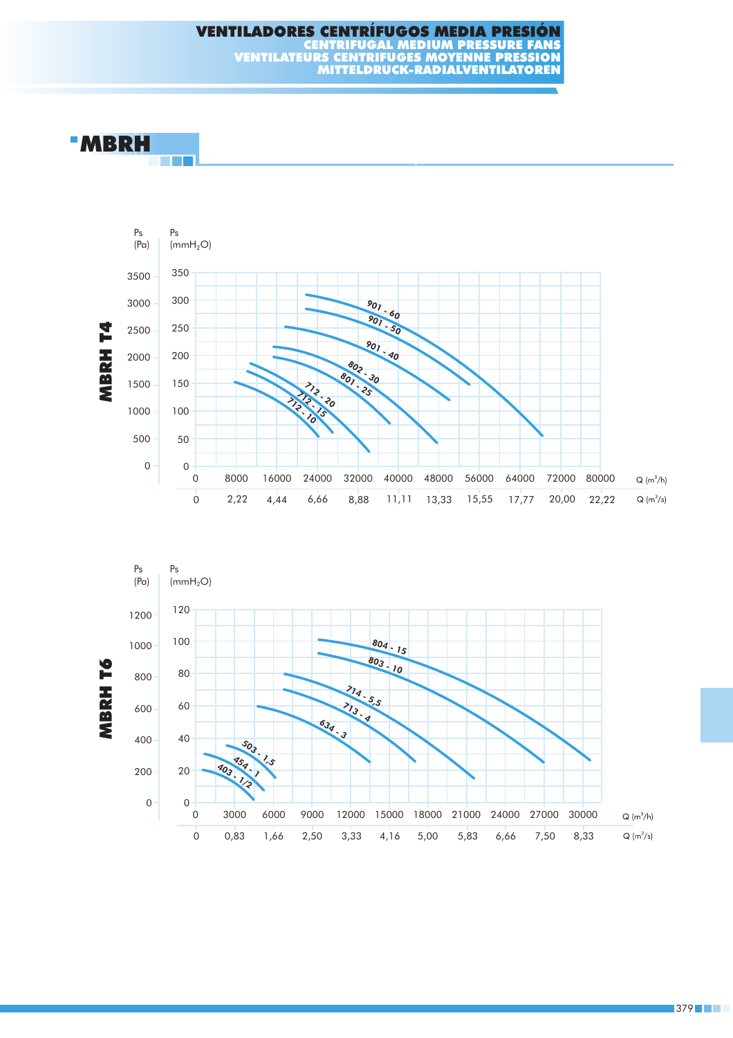# VENTILADORES CENTRÍFUGOS MEDIA PRESIÓN
## CENTRIFUGAL MEDIUM PRESSURE FANS
## VENTILATEURS CENTRIFUGES MOYENNE PRESSION
## MITTELDRUCK-RADIALVENTILATOREN

## MBRH

### MBRH T4

Ps (Pa)
Ps ($mmH_2O$)

3500 — 350
3000 — 300
2500 — 250
2000 — 200
1500 — 150
1000 — 100
500 — 50
0 — 0

901 - 60
901 - 50
901 - 40
802 - 30
801 - 25
712 - 20
712 - 15
712 - 10

Q ($m^3/h$): 0, 8000, 16000, 24000, 32000, 40000, 48000, 56000, 64000, 72000, 80000

Q ($m^3/s$): 0, 2,22, 4,44, 6,66, 8,88, 11,11, 13,33, 15,55, 17,77, 20,00, 22,22

### MBRH T6

Ps (Pa)
Ps ($mmH_2O$)

1200 — 120
1000 — 100
800 — 80
600 — 60
400 — 40
200 — 20
0 — 0

804 - 15
803 - 10
714 - 5,5
713 - 4
634 - 3
503 - 1,5
454 - 1
403 - 1/2

Q ($m^3/h$): 0, 3000, 6000, 9000, 12000, 15000, 18000, 21000, 24000, 27000, 30000

Q ($m^3/s$): 0, 0,83, 1,66, 2,50, 3,33, 4,16, 5,00, 5,83, 6,66, 7,50, 8,33